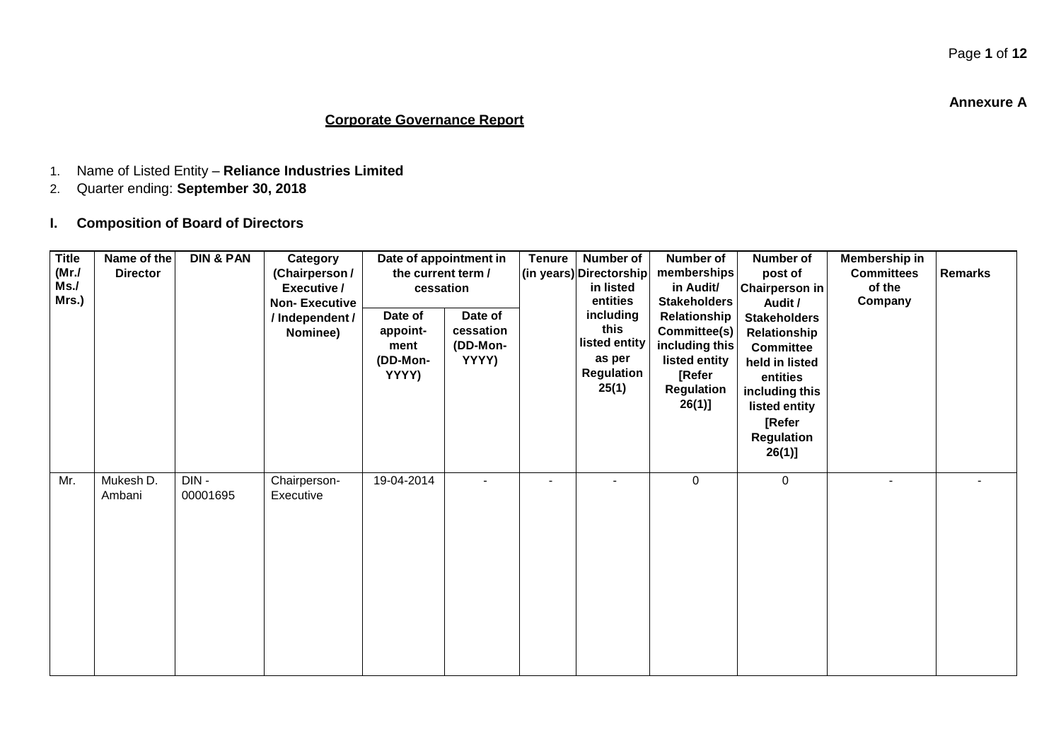**Annexure A**

## Corporate Governance Report

1. Name of Listed Entity – **Reliance Industries Limited**
2. Quarter ending: **September 30, 2018**

### I. Composition of Board of Directors

| Title (Mr./ Ms./ Mrs.) | Name of the Director | DIN & PAN | Category (Chairperson / Executive / Non- Executive / Independent / Nominee) | Date of appointment in the current term / cessation | | Tenure (in years) | Number of Directorship in listed entities including this listed entity as per Regulation 25(1) | Number of memberships in Audit/ Stakeholders Relationship Committee(s) including this listed entity [Refer Regulation 26(1)] | Number of post of Chairperson in Audit / Stakeholders Relationship Committee held in listed entities including this listed entity [Refer Regulation 26(1)] | Membership in Committees of the Company | Remarks |
|---|---|---|---|---|---|---|---|---|---|---|---|
| | | | | Date of appoint-ment (DD-Mon-YYYY) | Date of cessation (DD-Mon-YYYY) | | | | | | |
| Mr. | Mukesh D. Ambani | DIN - 00001695 | Chairperson-Executive | 19-04-2014 | - | - | - | 0 | 0 | - | - |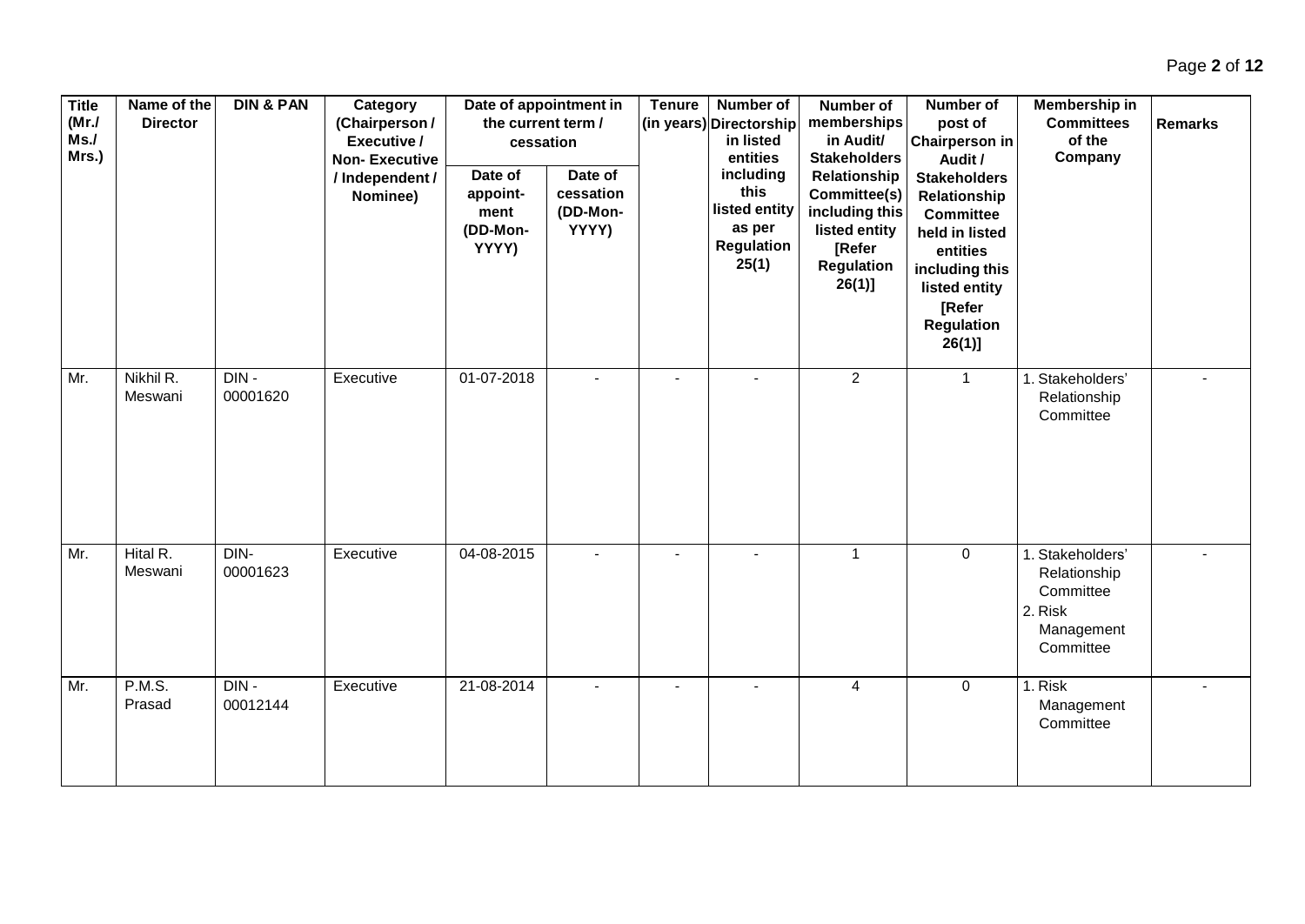| Title (Mr./ Ms./ Mrs.) | Name of the Director | DIN & PAN | Category (Chairperson / Executive / Non- Executive / Independent / Nominee) | Date of appointment in the current term / cessation | | Tenure (in years) | Number of Directorship in listed entities including this listed entity as per Regulation 25(1) | Number of memberships in Audit/ Stakeholders Relationship Committee(s) including this listed entity [Refer Regulation 26(1)] | Number of post of Chairperson in Audit / Stakeholders Relationship Committee held in listed entities including this listed entity [Refer Regulation 26(1)] | Membership in Committees of the Company | Remarks |
|---|---|---|---|---|---|---|---|---|---|---|---|
| | | | | Date of appoint-ment (DD-Mon-YYYY) | Date of cessation (DD-Mon-YYYY) | | | | | | |
| Mr. | Nikhil R. Meswani | DIN - 00001620 | Executive | 01-07-2018 | - | - | - | 2 | 1 | 1. Stakeholders' Relationship Committee | - |
| Mr. | Hital R. Meswani | DIN- 00001623 | Executive | 04-08-2015 | - | - | - | 1 | 0 | 1. Stakeholders' Relationship Committee 2. Risk Management Committee | - |
| Mr. | P.M.S. Prasad | DIN - 00012144 | Executive | 21-08-2014 | - | - | - | 4 | 0 | 1. Risk Management Committee | - |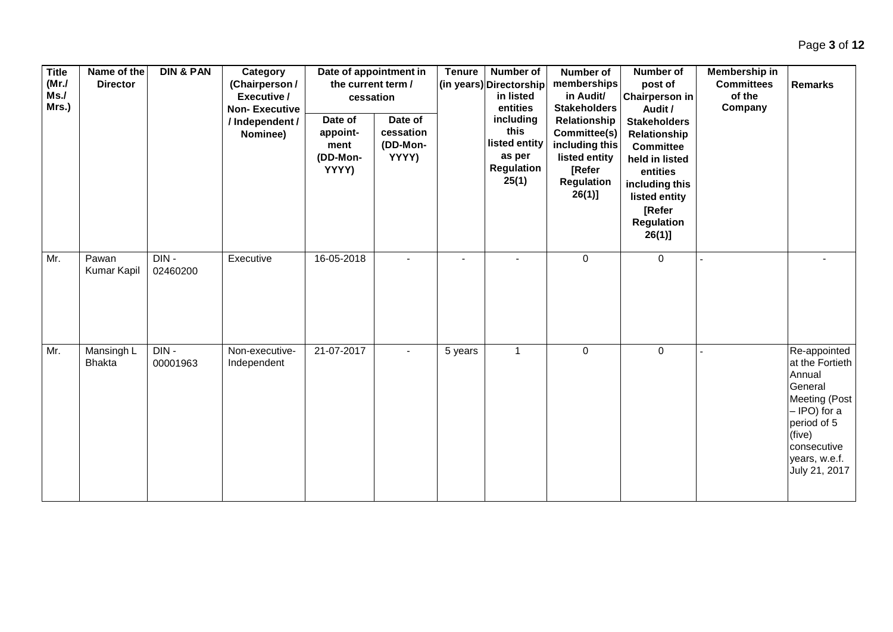| Title (Mr./ Ms./ Mrs.) | Name of the Director | DIN & PAN | Category (Chairperson / Executive / Non- Executive / Independent / Nominee) | Date of appointment in the current term / cessation | | Tenure (in years) | Number of Directorship in listed entities including this listed entity as per Regulation 25(1) | Number of memberships in Audit/ Stakeholders Relationship Committee(s) including this listed entity [Refer Regulation 26(1)] | Number of post of Chairperson in Audit / Stakeholders Relationship Committee held in listed entities including this listed entity [Refer Regulation 26(1)] | Membership in Committees of the Company | Remarks |
|---|---|---|---|---|---|---|---|---|---|---|---|
| | | | | Date of appoint-ment (DD-Mon-YYYY) | Date of cessation (DD-Mon-YYYY) | | | | | | |
| Mr. | Pawan Kumar Kapil | DIN - 02460200 | Executive | 16-05-2018 | - | - | - | 0 | 0 | - | - |
| Mr. | Mansingh L Bhakta | DIN - 00001963 | Non-executive- Independent | 21-07-2017 | - | 5 years | 1 | 0 | 0 | - | Re-appointed at the Fortieth Annual General Meeting (Post – IPO) for a period of 5 (five) consecutive years, w.e.f. July 21, 2017 |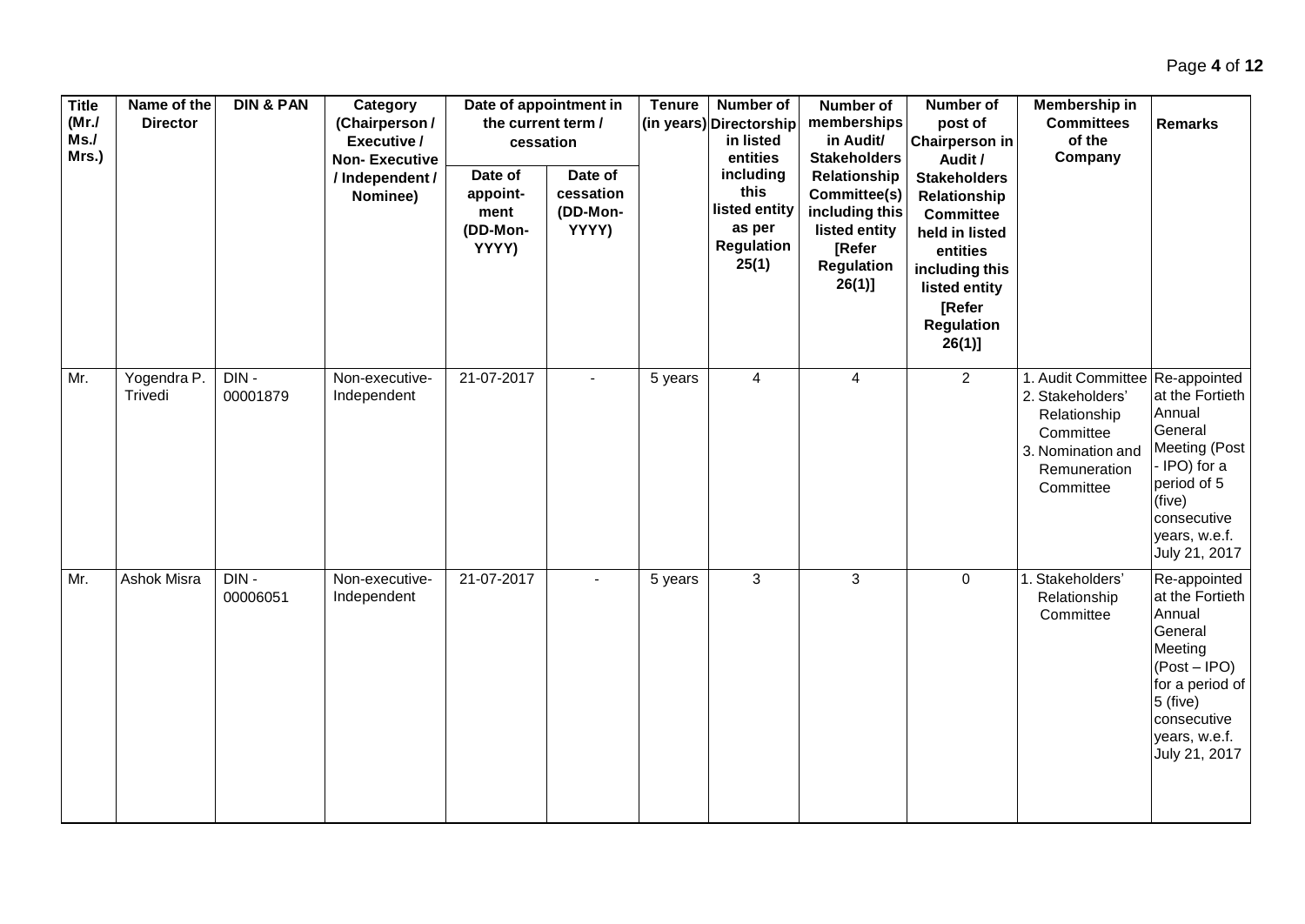| Title (Mr./ Ms./ Mrs.) | Name of the Director | DIN & PAN | Category (Chairperson / Executive / Non- Executive / Independent / Nominee) | Date of appointment in the current term / cessation | | Tenure (in years) | Number of Directorship in listed entities including this listed entity as per Regulation 25(1) | Number of memberships in Audit/ Stakeholders Relationship Committee(s) including this listed entity [Refer Regulation 26(1)] | Number of post of Chairperson in Audit / Stakeholders Relationship Committee held in listed entities including this listed entity [Refer Regulation 26(1)] | Membership in Committees of the Company | Remarks |
|---|---|---|---|---|---|---|---|---|---|---|---|
| | | | | Date of appoint-ment (DD-Mon-YYYY) | Date of cessation (DD-Mon-YYYY) | | | | | | |
| Mr. | Yogendra P. Trivedi | DIN - 00001879 | Non-executive-Independent | 21-07-2017 | - | 5 years | 4 | 4 | 2 | 1. Audit Committee 2. Stakeholders' Relationship Committee 3. Nomination and Remuneration Committee | Re-appointed at the Fortieth Annual General Meeting (Post - IPO) for a period of 5 (five) consecutive years, w.e.f. July 21, 2017 |
| Mr. | Ashok Misra | DIN - 00006051 | Non-executive-Independent | 21-07-2017 | - | 5 years | 3 | 3 | 0 | 1. Stakeholders' Relationship Committee | Re-appointed at the Fortieth Annual General Meeting (Post – IPO) for a period of 5 (five) consecutive years, w.e.f. July 21, 2017 |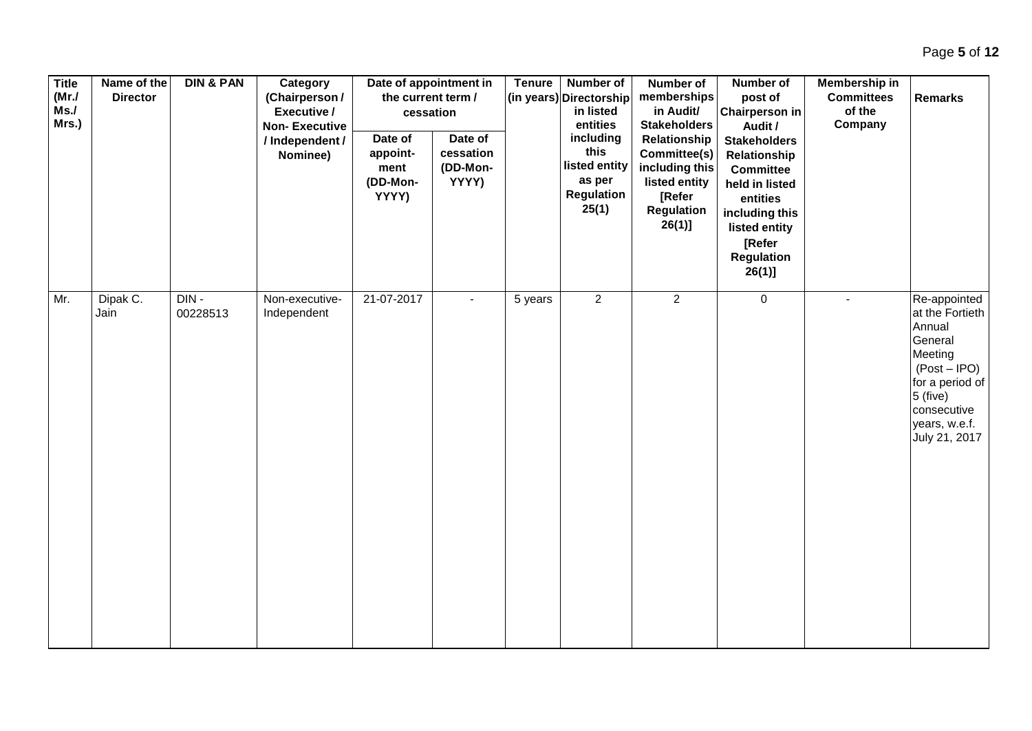| Title (Mr./ Ms./ Mrs.) | Name of the Director | DIN & PAN | Category (Chairperson / Executive / Non- Executive / Independent / Nominee) | Date of appointment in the current term / cessation | | Tenure (in years) | Number of Directorship in listed entities including this listed entity as per Regulation 25(1) | Number of memberships in Audit/ Stakeholders Relationship Committee(s) including this listed entity [Refer Regulation 26(1)] | Number of post of Chairperson in Audit / Stakeholders Relationship Committee held in listed entities including this listed entity [Refer Regulation 26(1)] | Membership in Committees of the Company | Remarks |
|---|---|---|---|---|---|---|---|---|---|---|---|
| | | | | Date of appoint- ment (DD-Mon- YYYY) | Date of cessation (DD-Mon- YYYY) | | | | | | |
| Mr. | Dipak C. Jain | DIN - 00228513 | Non-executive- Independent | 21-07-2017 | - | 5 years | 2 | 2 | 0 | - | Re-appointed at the Fortieth Annual General Meeting (Post – IPO) for a period of 5 (five) consecutive years, w.e.f. July 21, 2017 |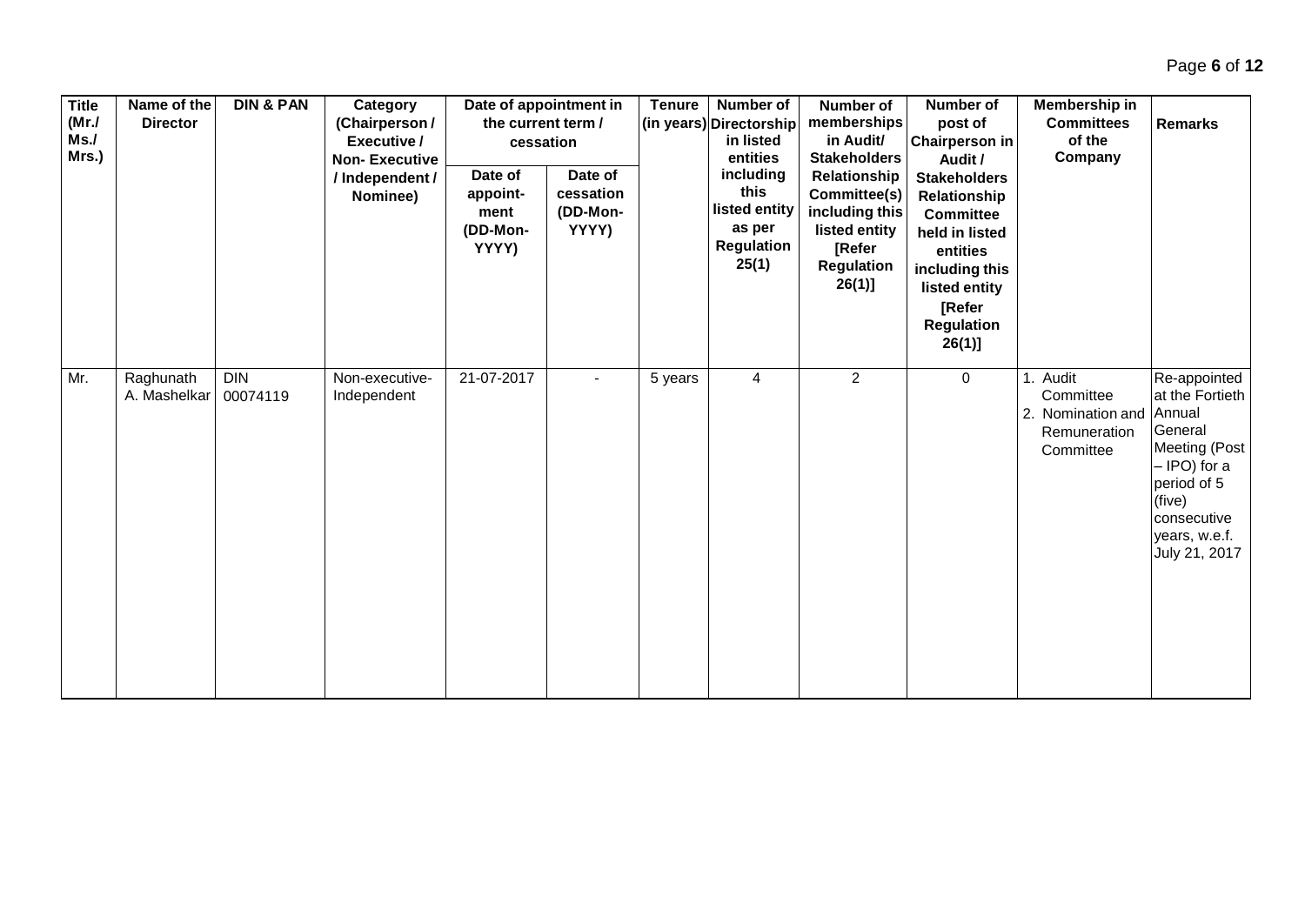| Title (Mr./ Ms./ Mrs.) | Name of the Director | DIN & PAN | Category (Chairperson / Executive / Non- Executive / Independent / Nominee) | Date of appointment in the current term / cessation | | Tenure (in years) | Number of Directorship in listed entities including this listed entity as per Regulation 25(1) | Number of memberships in Audit/ Stakeholders Relationship Committee(s) including this listed entity [Refer Regulation 26(1)] | Number of post of Chairperson in Audit / Stakeholders Relationship Committee held in listed entities including this listed entity [Refer Regulation 26(1)] | Membership in Committees of the Company | Remarks |
|---|---|---|---|---|---|---|---|---|---|---|---|
| | | | | Date of appoint-ment (DD-Mon-YYYY) | Date of cessation (DD-Mon-YYYY) | | | | | | |
| Mr. | Raghunath A. Mashelkar | DIN 00074119 | Non-executive-Independent | 21-07-2017 | - | 5 years | 4 | 2 | 0 | 1. Audit Committee 2. Nomination and Remuneration Committee | Re-appointed at the Fortieth Annual General Meeting (Post – IPO) for a period of 5 (five) consecutive years, w.e.f. July 21, 2017 |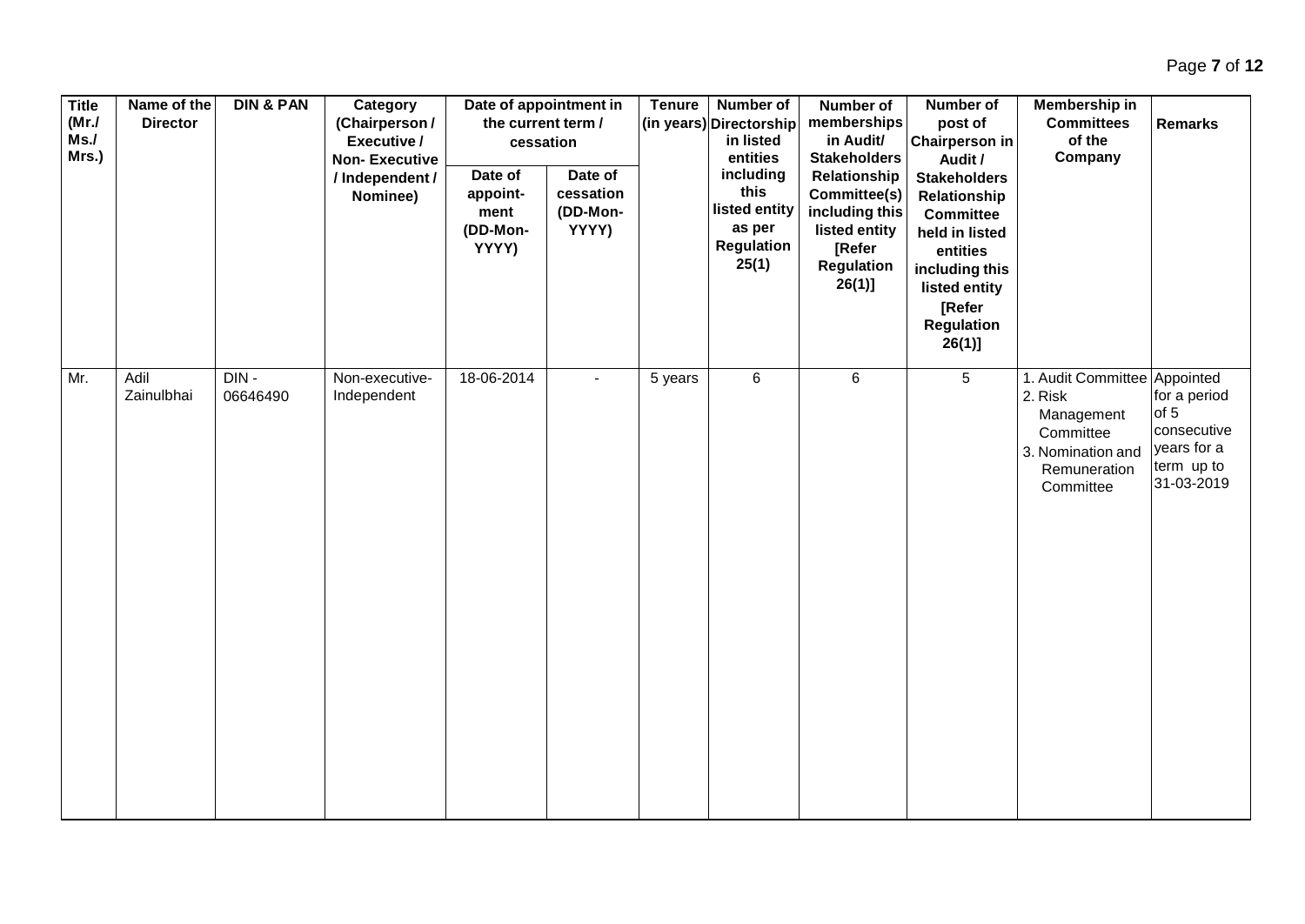| Title (Mr./ Ms./ Mrs.) | Name of the Director | DIN & PAN | Category (Chairperson / Executive / Non- Executive / Independent / Nominee) | Date of appointment in the current term / cessation | | Tenure (in years) | Number of Directorship in listed entities including this listed entity as per Regulation 25(1) | Number of memberships in Audit/ Stakeholders Relationship Committee(s) including this listed entity [Refer Regulation 26(1)] | Number of post of Chairperson in Audit / Stakeholders Relationship Committee held in listed entities including this listed entity [Refer Regulation 26(1)] | Membership in Committees of the Company | Remarks |
|---|---|---|---|---|---|---|---|---|---|---|---|
| | | | | Date of appoint-ment (DD-Mon-YYYY) | Date of cessation (DD-Mon-YYYY) | | | | | | |
| Mr. | Adil Zainulbhai | DIN - 06646490 | Non-executive-Independent | 18-06-2014 | - | 5 years | 6 | 6 | 5 | 1. Audit Committee 2. Risk Management Committee 3. Nomination and Remuneration Committee | Appointed for a period of 5 consecutive years for a term up to 31-03-2019 |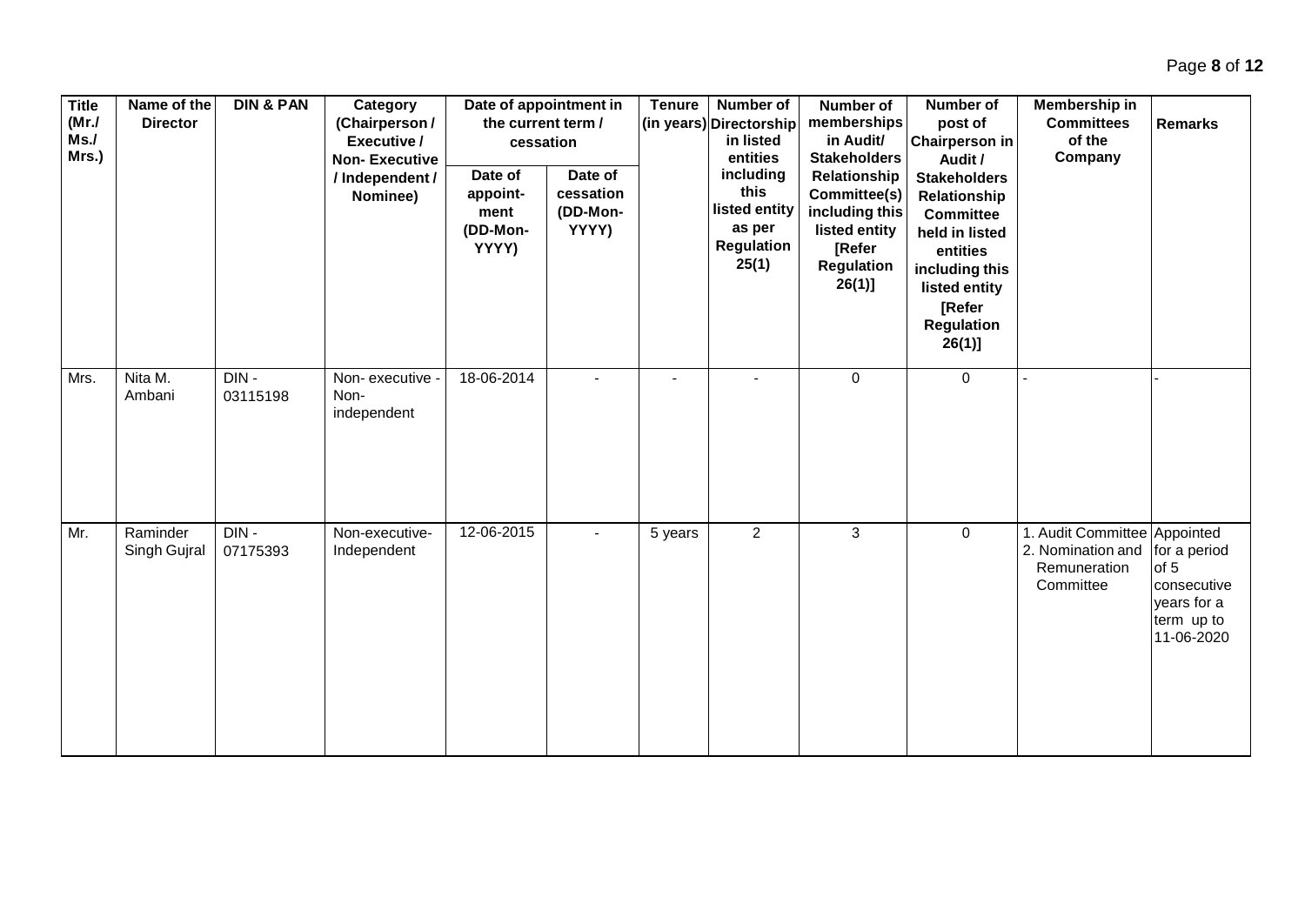| Title (Mr./ Ms./ Mrs.) | Name of the Director | DIN & PAN | Category (Chairperson / Executive / Non- Executive / Independent / Nominee) | Date of appointment in the current term / cessation | | Tenure (in years) | Number of Directorship in listed entities including this listed entity as per Regulation 25(1) | Number of memberships in Audit/ Stakeholders Relationship Committee(s) including this listed entity [Refer Regulation 26(1)] | Number of post of Chairperson in Audit / Stakeholders Relationship Committee held in listed entities including this listed entity [Refer Regulation 26(1)] | Membership in Committees of the Company | Remarks |
|---|---|---|---|---|---|---|---|---|---|---|---|
| | | | | Date of appoint- ment (DD-Mon- YYYY) | Date of cessation (DD-Mon- YYYY) | | | | | | |
| Mrs. | Nita M. Ambani | DIN - 03115198 | Non- executive - Non- independent | 18-06-2014 | - | - | - | 0 | 0 | - | - |
| Mr. | Raminder Singh Gujral | DIN - 07175393 | Non-executive- Independent | 12-06-2015 | - | 5 years | 2 | 3 | 0 | 1. Audit Committee 2. Nomination and Remuneration Committee | Appointed for a period of 5 consecutive years for a term up to 11-06-2020 |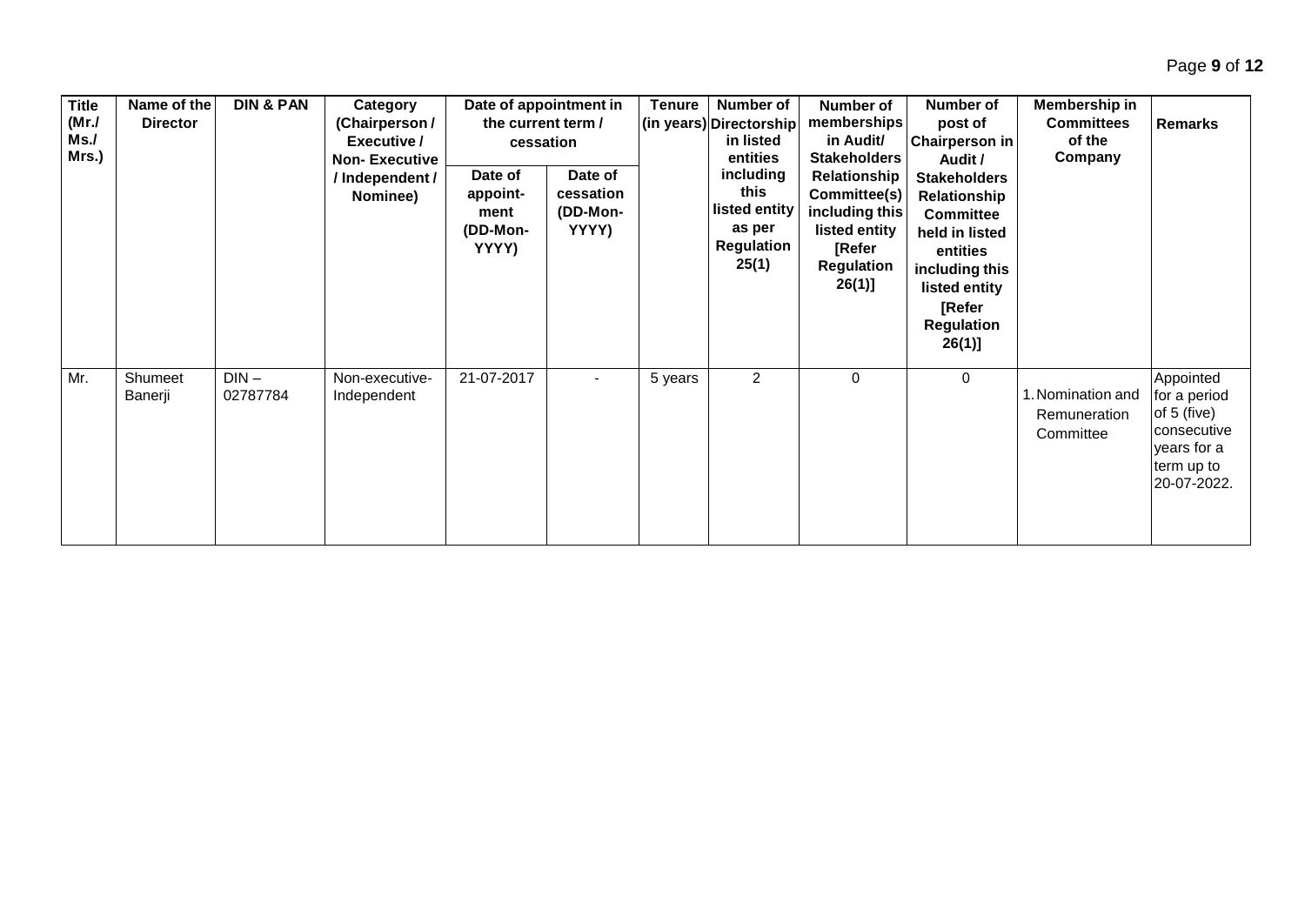| Title (Mr./ Ms./ Mrs.) | Name of the Director | DIN & PAN | Category (Chairperson / Executive / Non- Executive / Independent / Nominee) | Date of appointment in the current term / cessation | | Tenure (in years) | Number of Directorship in listed entities including this listed entity as per Regulation 25(1) | Number of memberships in Audit/ Stakeholders Relationship Committee(s) including this listed entity [Refer Regulation 26(1)] | Number of post of Chairperson in Audit / Stakeholders Relationship Committee held in listed entities including this listed entity [Refer Regulation 26(1)] | Membership in Committees of the Company | Remarks |
|---|---|---|---|---|---|---|---|---|---|---|---|
| | | | | Date of appoint- ment (DD-Mon- YYYY) | Date of cessation (DD-Mon- YYYY) | | | | | | |
| Mr. | Shumeet Banerji | DIN – 02787784 | Non-executive- Independent | 21-07-2017 | - | 5 years | 2 | 0 | 0 | 1. Nomination and Remuneration Committee | Appointed for a period of 5 (five) consecutive years for a term up to 20-07-2022. |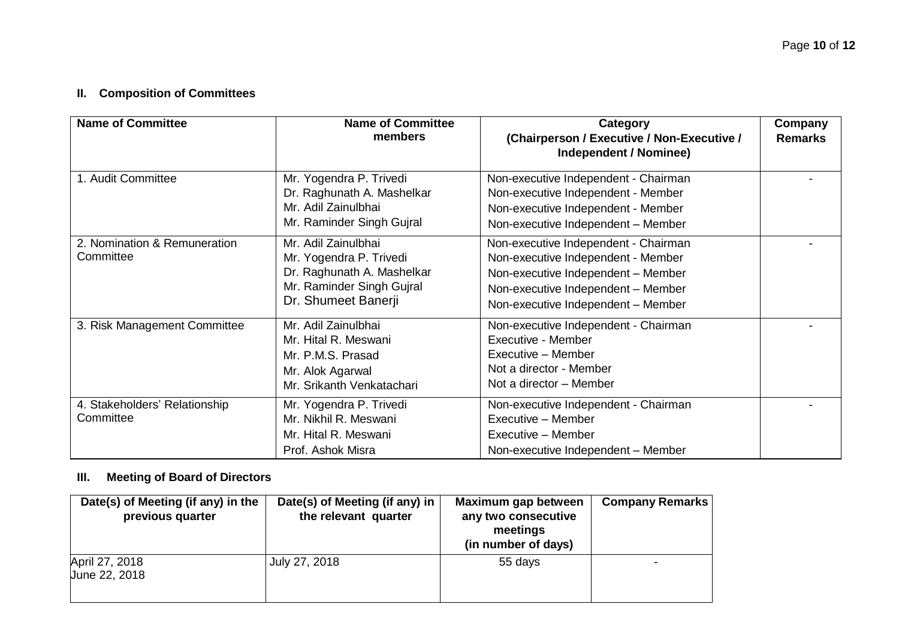## II. Composition of Committees

| Name of Committee | Name of Committee members | Category (Chairperson / Executive / Non-Executive / Independent / Nominee) | Company Remarks |
|---|---|---|---|
| 1. Audit Committee | Mr. Yogendra P. Trivedi<br>Dr. Raghunath A. Mashelkar<br>Mr. Adil Zainulbhai<br>Mr. Raminder Singh Gujral | Non-executive Independent - Chairman<br>Non-executive Independent - Member<br>Non-executive Independent - Member<br>Non-executive Independent – Member | - |
| 2. Nomination & Remuneration Committee | Mr. Adil Zainulbhai<br>Mr. Yogendra P. Trivedi<br>Dr. Raghunath A. Mashelkar<br>Mr. Raminder Singh Gujral<br>Dr. Shumeet Banerji | Non-executive Independent - Chairman<br>Non-executive Independent - Member<br>Non-executive Independent – Member<br>Non-executive Independent – Member<br>Non-executive Independent – Member | - |
| 3. Risk Management Committee | Mr. Adil Zainulbhai<br>Mr. Hital R. Meswani<br>Mr. P.M.S. Prasad<br>Mr. Alok Agarwal<br>Mr. Srikanth Venkatachari | Non-executive Independent - Chairman<br>Executive - Member<br>Executive – Member<br>Not a director - Member<br>Not a director – Member | - |
| 4. Stakeholders' Relationship Committee | Mr. Yogendra P. Trivedi<br>Mr. Nikhil R. Meswani<br>Mr. Hital R. Meswani<br>Prof. Ashok Misra | Non-executive Independent - Chairman<br>Executive – Member<br>Executive – Member<br>Non-executive Independent – Member | - |

## III. Meeting of Board of Directors

| Date(s) of Meeting (if any) in the previous quarter | Date(s) of Meeting (if any) in the relevant quarter | Maximum gap between any two consecutive meetings (in number of days) | Company Remarks |
|---|---|---|---|
| April 27, 2018<br>June 22, 2018 | July 27, 2018 | 55 days | - |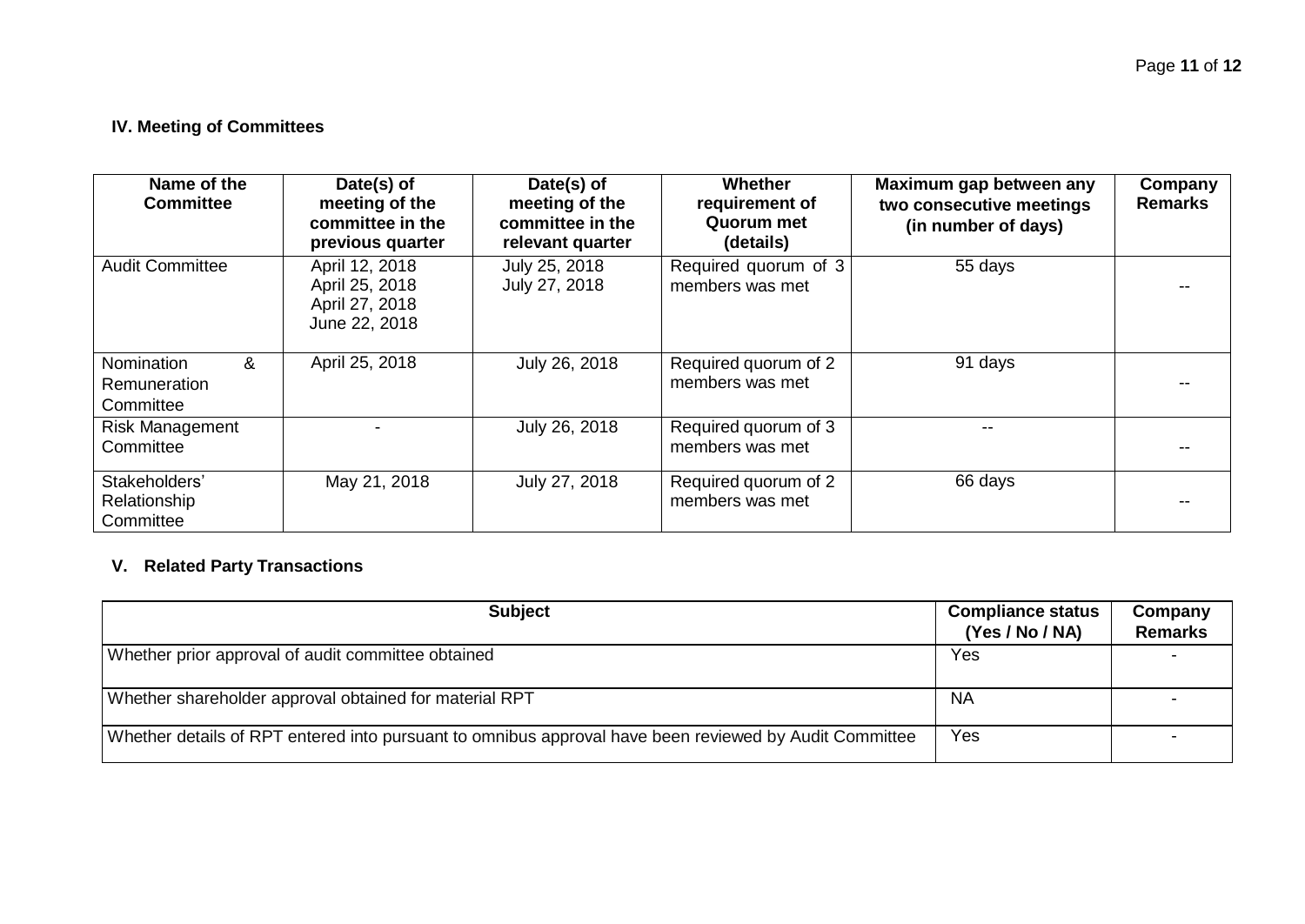### IV. Meeting of Committees

| Name of the Committee | Date(s) of meeting of the committee in the previous quarter | Date(s) of meeting of the committee in the relevant quarter | Whether requirement of Quorum met (details) | Maximum gap between any two consecutive meetings (in number of days) | Company Remarks |
|---|---|---|---|---|---|
| Audit Committee | April 12, 2018<br>April 25, 2018<br>April 27, 2018<br>June 22, 2018 | July 25, 2018<br>July 27, 2018 | Required quorum of 3 members was met | 55 days | -- |
| Nomination & Remuneration Committee | April 25, 2018 | July 26, 2018 | Required quorum of 2 members was met | 91 days | -- |
| Risk Management Committee | - | July 26, 2018 | Required quorum of 3 members was met | -- | -- |
| Stakeholders' Relationship Committee | May 21, 2018 | July 27, 2018 | Required quorum of 2 members was met | 66 days | -- |

### V. Related Party Transactions

| Subject | Compliance status (Yes / No / NA) | Company Remarks |
|---|---|---|
| Whether prior approval of audit committee obtained | Yes | - |
| Whether shareholder approval obtained for material RPT | NA | - |
| Whether details of RPT entered into pursuant to omnibus approval have been reviewed by Audit Committee | Yes | - |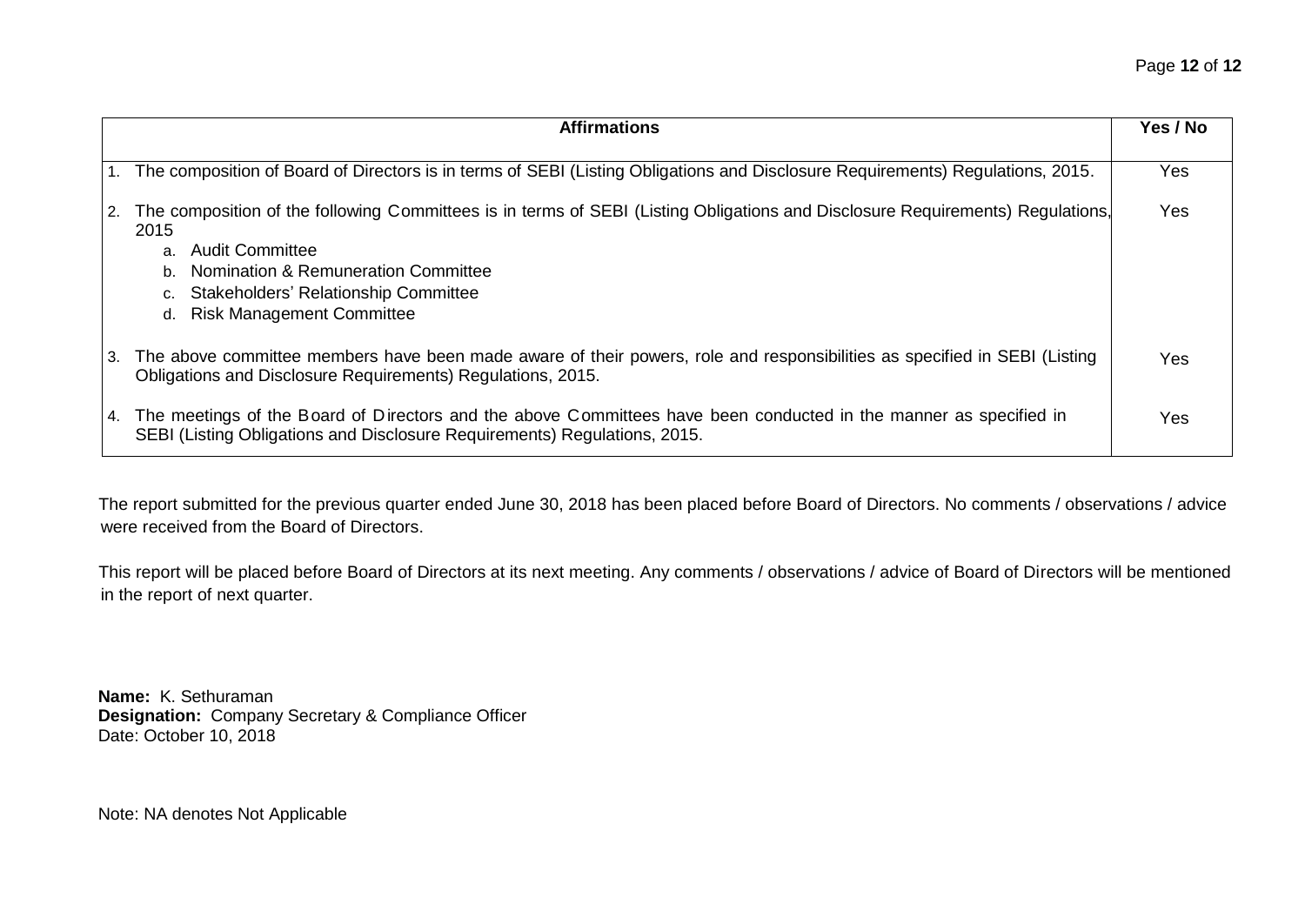| Affirmations | Yes / No |
|---|---|
| 1. The composition of Board of Directors is in terms of SEBI (Listing Obligations and Disclosure Requirements) Regulations, 2015. | Yes |
| 2. The composition of the following Committees is in terms of SEBI (Listing Obligations and Disclosure Requirements) Regulations, 2015<br>a. Audit Committee<br>b. Nomination & Remuneration Committee<br>c. Stakeholders' Relationship Committee<br>d. Risk Management Committee | Yes |
| 3. The above committee members have been made aware of their powers, role and responsibilities as specified in SEBI (Listing Obligations and Disclosure Requirements) Regulations, 2015. | Yes |
| 4. The meetings of the Board of Directors and the above Committees have been conducted in the manner as specified in SEBI (Listing Obligations and Disclosure Requirements) Regulations, 2015. | Yes |

The report submitted for the previous quarter ended June 30, 2018 has been placed before Board of Directors. No comments / observations / advice were received from the Board of Directors.

This report will be placed before Board of Directors at its next meeting. Any comments / observations / advice of Board of Directors will be mentioned in the report of next quarter.

**Name:** K. Sethuraman
**Designation:** Company Secretary & Compliance Officer
Date: October 10, 2018

Note: NA denotes Not Applicable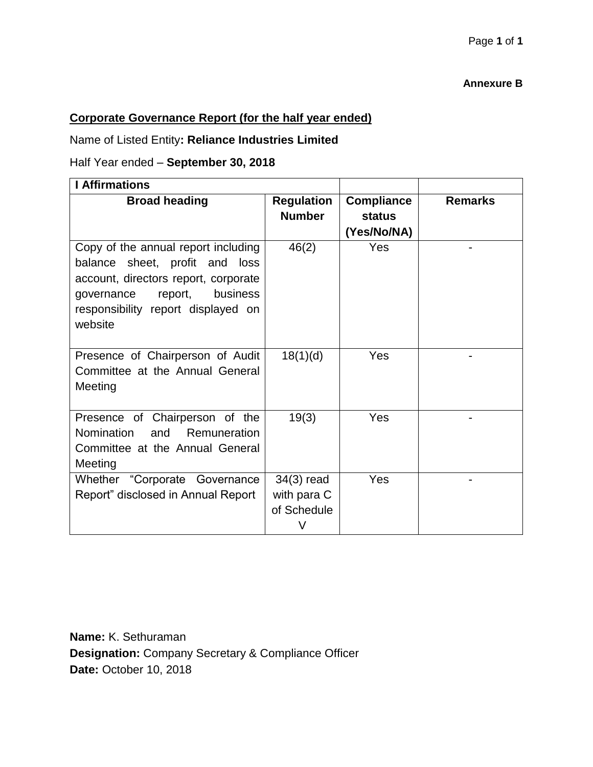**Annexure B**

## Corporate Governance Report (for the half year ended)

Name of Listed Entity**: Reliance Industries Limited**

Half Year ended – **September 30, 2018**

| **I Affirmations** | | | |
|---|---|---|---|
| **Broad heading** | **Regulation Number** | **Compliance status (Yes/No/NA)** | **Remarks** |
| Copy of the annual report including balance sheet, profit and loss account, directors report, corporate governance report, business responsibility report displayed on website | 46(2) | Yes | - |
| Presence of Chairperson of Audit Committee at the Annual General Meeting | 18(1)(d) | Yes | - |
| Presence of Chairperson of the Nomination and Remuneration Committee at the Annual General Meeting | 19(3) | Yes | - |
| Whether “Corporate Governance Report” disclosed in Annual Report | 34(3) read with para C of Schedule V | Yes | - |

**Name:** K. Sethuraman
**Designation:** Company Secretary & Compliance Officer
**Date:** October 10, 2018